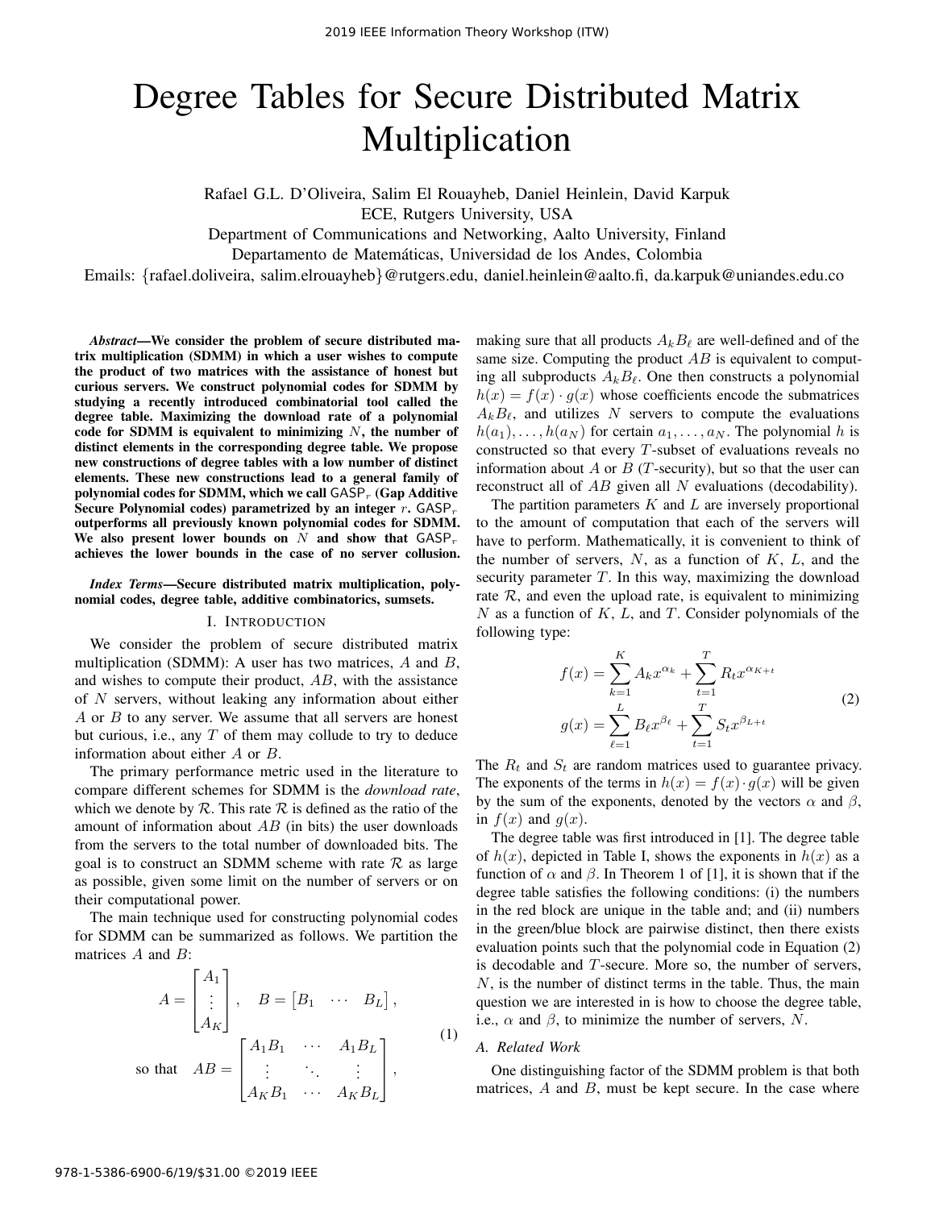# Degree Tables for Secure Distributed Matrix Multiplication

Rafael G.L. D'Oliveira, Salim El Rouayheb, Daniel Heinlein, David Karpuk

ECE, Rutgers University, USA

Department of Communications and Networking, Aalto University, Finland

Departamento de Matemáticas, Universidad de los Andes, Colombia

Emails: {rafael.doliveira, salim.elrouayheb}@rutgers.edu, daniel.heinlein@aalto.fi, da.karpuk@uniandes.edu.co

***Abstract*—We consider the problem of secure distributed matrix multiplication (SDMM) in which a user wishes to compute the product of two matrices with the assistance of honest but curious servers. We construct polynomial codes for SDMM by studying a recently introduced combinatorial tool called the degree table. Maximizing the download rate of a polynomial code for SDMM is equivalent to minimizing $N$, the number of distinct elements in the corresponding degree table. We propose new constructions of degree tables with a low number of distinct elements. These new constructions lead to a general family of polynomial codes for SDMM, which we call $\mathsf{GASP}_r$ (Gap Additive Secure Polynomial codes) parametrized by an integer $r$. $\mathsf{GASP}_r$ outperforms all previously known polynomial codes for SDMM. We also present lower bounds on $N$ and show that $\mathsf{GASP}_r$ achieves the lower bounds in the case of no server collusion.**

***Index Terms*—Secure distributed matrix multiplication, polynomial codes, degree table, additive combinatorics, sumsets.**

## I. Introduction

We consider the problem of secure distributed matrix multiplication (SDMM): A user has two matrices, $A$ and $B$, and wishes to compute their product, $AB$, with the assistance of $N$ servers, without leaking any information about either $A$ or $B$ to any server. We assume that all servers are honest but curious, i.e., any $T$ of them may collude to try to deduce information about either $A$ or $B$.

The primary performance metric used in the literature to compare different schemes for SDMM is the *download rate*, which we denote by $\mathcal{R}$. This rate $\mathcal{R}$ is defined as the ratio of the amount of information about $AB$ (in bits) the user downloads from the servers to the total number of downloaded bits. The goal is to construct an SDMM scheme with rate $\mathcal{R}$ as large as possible, given some limit on the number of servers or on their computational power.

The main technique used for constructing polynomial codes for SDMM can be summarized as follows. We partition the matrices $A$ and $B$:

$$A = \begin{bmatrix} A_1 \\ \vdots \\ A_K \end{bmatrix}, \quad B = \begin{bmatrix} B_1 & \cdots & B_L \end{bmatrix},$$
$$\text{so that} \quad AB = \begin{bmatrix} A_1B_1 & \cdots & A_1B_L \\ \vdots & \ddots & \vdots \\ A_KB_1 & \cdots & A_KB_L \end{bmatrix}, \tag{1}$$

making sure that all products $A_kB_\ell$ are well-defined and of the same size. Computing the product $AB$ is equivalent to computing all subproducts $A_kB_\ell$. One then constructs a polynomial $h(x) = f(x) \cdot g(x)$ whose coefficients encode the submatrices $A_kB_\ell$, and utilizes $N$ servers to compute the evaluations $h(a_1), \ldots, h(a_N)$ for certain $a_1, \ldots, a_N$. The polynomial $h$ is constructed so that every $T$-subset of evaluations reveals no information about $A$ or $B$ ($T$-security), but so that the user can reconstruct all of $AB$ given all $N$ evaluations (decodability).

The partition parameters $K$ and $L$ are inversely proportional to the amount of computation that each of the servers will have to perform. Mathematically, it is convenient to think of the number of servers, $N$, as a function of $K$, $L$, and the security parameter $T$. In this way, maximizing the download rate $\mathcal{R}$, and even the upload rate, is equivalent to minimizing $N$ as a function of $K$, $L$, and $T$. Consider polynomials of the following type:

$$\begin{aligned} f(x) &= \sum_{k=1}^{K} A_k x^{\alpha_k} + \sum_{t=1}^{T} R_t x^{\alpha_{K+t}} \\ g(x) &= \sum_{\ell=1}^{L} B_\ell x^{\beta_\ell} + \sum_{t=1}^{T} S_t x^{\beta_{L+t}} \end{aligned} \tag{2}$$

The $R_t$ and $S_t$ are random matrices used to guarantee privacy. The exponents of the terms in $h(x) = f(x) \cdot g(x)$ will be given by the sum of the exponents, denoted by the vectors $\alpha$ and $\beta$, in $f(x)$ and $g(x)$.

The degree table was first introduced in [1]. The degree table of $h(x)$, depicted in Table I, shows the exponents in $h(x)$ as a function of $\alpha$ and $\beta$. In Theorem 1 of [1], it is shown that if the degree table satisfies the following conditions: (i) the numbers in the red block are unique in the table and; and (ii) numbers in the green/blue block are pairwise distinct, then there exists evaluation points such that the polynomial code in Equation (2) is decodable and $T$-secure. More so, the number of servers, $N$, is the number of distinct terms in the table. Thus, the main question we are interested in is how to choose the degree table, i.e., $\alpha$ and $\beta$, to minimize the number of servers, $N$.

### A. Related Work

One distinguishing factor of the SDMM problem is that both matrices, $A$ and $B$, must be kept secure. In the case where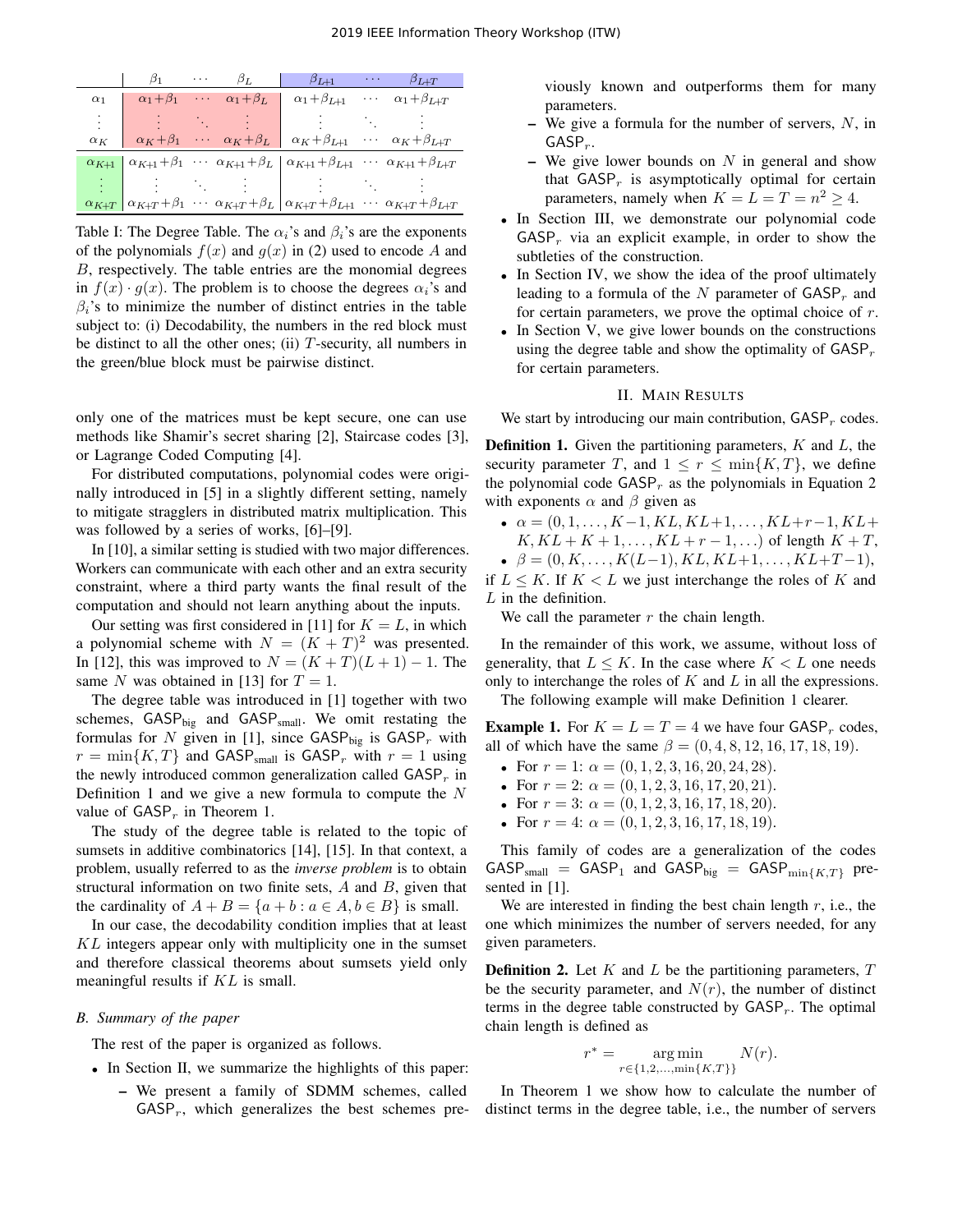|  | $\beta_1$ | $\cdots$ | $\beta_L$ | $\beta_{L+1}$ | $\cdots$ | $\beta_{L+T}$ |
|---|---|---|---|---|---|---|
| $\alpha_1$ | $\alpha_1+\beta_1$ | $\cdots$ | $\alpha_1+\beta_L$ | $\alpha_1+\beta_{L+1}$ | $\cdots$ | $\alpha_1+\beta_{L+T}$ |
| $\vdots$ | $\vdots$ | $\ddots$ | $\vdots$ | $\vdots$ | $\ddots$ | $\vdots$ |
| $\alpha_K$ | $\alpha_K+\beta_1$ | $\cdots$ | $\alpha_K+\beta_L$ | $\alpha_K+\beta_{L+1}$ | $\cdots$ | $\alpha_K+\beta_{L+T}$ |
| $\alpha_{K+1}$ | $\alpha_{K+1}+\beta_1$ | $\cdots$ | $\alpha_{K+1}+\beta_L$ | $\alpha_{K+1}+\beta_{L+1}$ | $\cdots$ | $\alpha_{K+1}+\beta_{L+T}$ |
| $\vdots$ | $\vdots$ | $\ddots$ | $\vdots$ | $\vdots$ | $\ddots$ | $\vdots$ |
| $\alpha_{K+T}$ | $\alpha_{K+T}+\beta_1$ | $\cdots$ | $\alpha_{K+T}+\beta_L$ | $\alpha_{K+T}+\beta_{L+1}$ | $\cdots$ | $\alpha_{K+T}+\beta_{L+T}$ |

Table I: The Degree Table. The $\alpha_i$'s and $\beta_i$'s are the exponents of the polynomials $f(x)$ and $g(x)$ in (2) used to encode $A$ and $B$, respectively. The table entries are the monomial degrees in $f(x)\cdot g(x)$. The problem is to choose the degrees $\alpha_i$'s and $\beta_i$'s to minimize the number of distinct entries in the table subject to: (i) Decodability, the numbers in the red block must be distinct to all the other ones; (ii) $T$-security, all numbers in the green/blue block must be pairwise distinct.

only one of the matrices must be kept secure, one can use methods like Shamir's secret sharing [2], Staircase codes [3], or Lagrange Coded Computing [4].

For distributed computations, polynomial codes were originally introduced in [5] in a slightly different setting, namely to mitigate stragglers in distributed matrix multiplication. This was followed by a series of works, [6]–[9].

In [10], a similar setting is studied with two major differences. Workers can communicate with each other and an extra security constraint, where a third party wants the final result of the computation and should not learn anything about the inputs.

Our setting was first considered in [11] for $K = L$, in which a polynomial scheme with $N = (K+T)^2$ was presented. In [12], this was improved to $N = (K+T)(L+1)-1$. The same $N$ was obtained in [13] for $T = 1$.

The degree table was introduced in [1] together with two schemes, $\mathsf{GASP}_{\text{big}}$ and $\mathsf{GASP}_{\text{small}}$. We omit restating the formulas for $N$ given in [1], since $\mathsf{GASP}_{\text{big}}$ is $\mathsf{GASP}_r$ with $r = \min\{K,T\}$ and $\mathsf{GASP}_{\text{small}}$ is $\mathsf{GASP}_r$ with $r = 1$ using the newly introduced common generalization called $\mathsf{GASP}_r$ in Definition 1 and we give a new formula to compute the $N$ value of $\mathsf{GASP}_r$ in Theorem 1.

The study of the degree table is related to the topic of sumsets in additive combinatorics [14], [15]. In that context, a problem, usually referred to as the *inverse problem* is to obtain structural information on two finite sets, $A$ and $B$, given that the cardinality of $A+B = \{a+b : a \in A, b \in B\}$ is small.

In our case, the decodability condition implies that at least $KL$ integers appear only with multiplicity one in the sumset and therefore classical theorems about sumsets yield only meaningful results if $KL$ is small.

### B. Summary of the paper

The rest of the paper is organized as follows.

- In Section II, we summarize the highlights of this paper:
  - We present a family of SDMM schemes, called $\mathsf{GASP}_r$, which generalizes the best schemes previously known and outperforms them for many parameters.
  - We give a formula for the number of servers, $N$, in $\mathsf{GASP}_r$.
  - We give lower bounds on $N$ in general and show that $\mathsf{GASP}_r$ is asymptotically optimal for certain parameters, namely when $K = L = T = n^2 \geq 4$.
- In Section III, we demonstrate our polynomial code $\mathsf{GASP}_r$ via an explicit example, in order to show the subtleties of the construction.
- In Section IV, we show the idea of the proof ultimately leading to a formula of the $N$ parameter of $\mathsf{GASP}_r$ and for certain parameters, we prove the optimal choice of $r$.
- In Section V, we give lower bounds on the constructions using the degree table and show the optimality of $\mathsf{GASP}_r$ for certain parameters.

## II. Main Results

We start by introducing our main contribution, $\mathsf{GASP}_r$ codes.

**Definition 1.** Given the partitioning parameters, $K$ and $L$, the security parameter $T$, and $1 \leq r \leq \min\{K,T\}$, we define the polynomial code $\mathsf{GASP}_r$ as the polynomials in Equation 2 with exponents $\alpha$ and $\beta$ given as

- $\alpha = (0, 1, \ldots, K-1, KL, KL+1, \ldots, KL+r-1, KL+K, KL+K+1, \ldots, KL+r-1, \ldots)$ of length $K+T$,
- $\beta = (0, K, \ldots, K(L-1), KL, KL+1, \ldots, KL+T-1)$,

if $L \leq K$. If $K < L$ we just interchange the roles of $K$ and $L$ in the definition.

We call the parameter $r$ the chain length.

In the remainder of this work, we assume, without loss of generality, that $L \leq K$. In the case where $K < L$ one needs only to interchange the roles of $K$ and $L$ in all the expressions.

The following example will make Definition 1 clearer.

**Example 1.** For $K = L = T = 4$ we have four $\mathsf{GASP}_r$ codes, all of which have the same $\beta = (0, 4, 8, 12, 16, 17, 18, 19)$.

- For $r = 1$: $\alpha = (0, 1, 2, 3, 16, 20, 24, 28)$.
- For $r = 2$: $\alpha = (0, 1, 2, 3, 16, 17, 20, 21)$.
- For $r = 3$: $\alpha = (0, 1, 2, 3, 16, 17, 18, 20)$.
- For $r = 4$: $\alpha = (0, 1, 2, 3, 16, 17, 18, 19)$.

This family of codes are a generalization of the codes $\mathsf{GASP}_{\text{small}} = \mathsf{GASP}_1$ and $\mathsf{GASP}_{\text{big}} = \mathsf{GASP}_{\min\{K,T\}}$ presented in [1].

We are interested in finding the best chain length $r$, i.e., the one which minimizes the number of servers needed, for any given parameters.

**Definition 2.** Let $K$ and $L$ be the partitioning parameters, $T$ be the security parameter, and $N(r)$, the number of distinct terms in the degree table constructed by $\mathsf{GASP}_r$. The optimal chain length is defined as

$$r^* = \underset{r \in \{1,2,\ldots,\min\{K,T\}\}}{\arg\min} N(r).$$

In Theorem 1 we show how to calculate the number of distinct terms in the degree table, i.e., the number of servers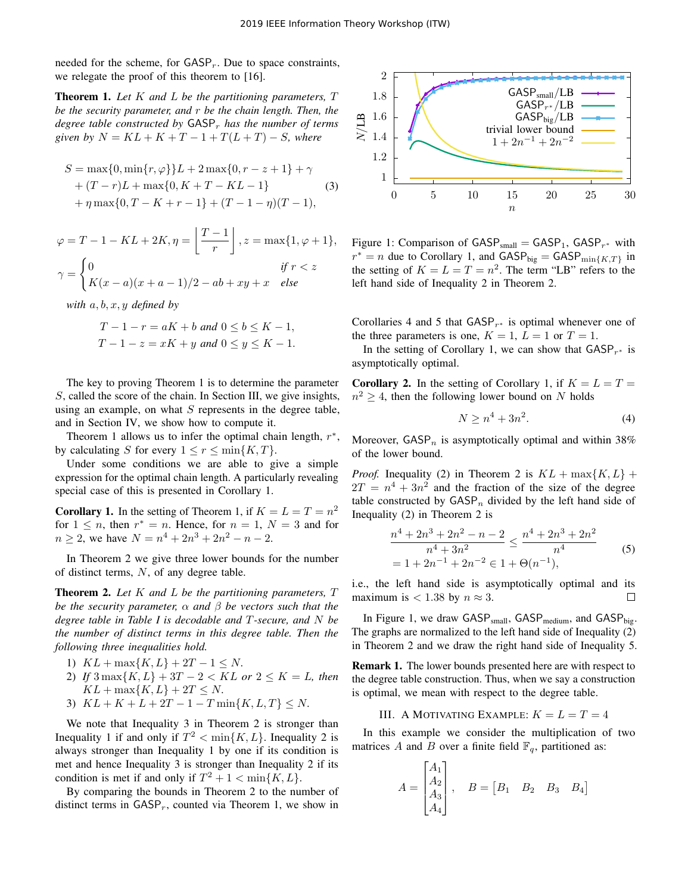needed for the scheme, for $\mathsf{GASP}_r$. Due to space constraints, we relegate the proof of this theorem to [16].

**Theorem 1.** *Let $K$ and $L$ be the partitioning parameters, $T$ be the security parameter, and $r$ be the chain length. Then, the degree table constructed by $\mathsf{GASP}_r$ has the number of terms given by $N = KL + K + T - 1 + T(L+T) - S$, where*

$$
\begin{aligned}
S = &\max\{0, \min\{r, \varphi\}\}L + 2\max\{0, r - z + 1\} + \gamma \\
&+ (T - r)L + \max\{0, K + T - KL - 1\} \\
&+ \eta \max\{0, T - K + r - 1\} + (T - 1 - \eta)(T - 1),
\end{aligned} \tag{3}
$$

$$
\varphi = T - 1 - KL + 2K, \eta = \left\lfloor \frac{T-1}{r} \right\rfloor, z = \max\{1, \varphi + 1\},
$$

$$
\gamma = \begin{cases} 0 & \text{if } r < z \\ K(x-a)(x+a-1)/2 - ab + xy + x & \text{else} \end{cases}
$$

*with $a, b, x, y$ defined by*

$$
T - 1 - r = aK + b \text{ and } 0 \leq b \leq K - 1,
$$
$$
T - 1 - z = xK + y \text{ and } 0 \leq y \leq K - 1.
$$

The key to proving Theorem 1 is to determine the parameter $S$, called the score of the chain. In Section III, we give insights, using an example, on what $S$ represents in the degree table, and in Section IV, we show how to compute it.

Theorem 1 allows us to infer the optimal chain length, $r^*$, by calculating $S$ for every $1 \leq r \leq \min\{K, T\}$.

Under some conditions we are able to give a simple expression for the optimal chain length. A particularly revealing special case of this is presented in Corollary 1.

**Corollary 1.** In the setting of Theorem 1, if $K = L = T = n^2$ for $1 \leq n$, then $r^* = n$. Hence, for $n = 1$, $N = 3$ and for $n \geq 2$, we have $N = n^4 + 2n^3 + 2n^2 - n - 2$.

In Theorem 2 we give three lower bounds for the number of distinct terms, $N$, of any degree table.

**Theorem 2.** *Let $K$ and $L$ be the partitioning parameters, $T$ be the security parameter, $\alpha$ and $\beta$ be vectors such that the degree table in Table I is decodable and $T$-secure, and $N$ be the number of distinct terms in this degree table. Then the following three inequalities hold.*

1) $KL + \max\{K, L\} + 2T - 1 \leq N$.
2) *If* $3\max\{K, L\} + 3T - 2 < KL$ *or* $2 \leq K = L$, *then* $KL + \max\{K, L\} + 2T \leq N$.
3) $KL + K + L + 2T - 1 - T\min\{K, L, T\} \leq N$.

We note that Inequality 3 in Theorem 2 is stronger than Inequality 1 if and only if $T^2 < \min\{K, L\}$. Inequality 2 is always stronger than Inequality 1 by one if its condition is met and hence Inequality 3 is stronger than Inequality 2 if its condition is met if and only if $T^2 + 1 < \min\{K, L\}$.

By comparing the bounds in Theorem 2 to the number of distinct terms in $\mathsf{GASP}_r$, counted via Theorem 1, we show in Corollaries 4 and 5 that $\mathsf{GASP}_{r^*}$ is optimal whenever one of the three parameters is one, $K = 1$, $L = 1$ or $T = 1$.

Figure 1: Comparison of $\mathsf{GASP}_{\text{small}} = \mathsf{GASP}_1$, $\mathsf{GASP}_{r^*}$ with $r^* = n$ due to Corollary 1, and $\mathsf{GASP}_{\text{big}} = \mathsf{GASP}_{\min\{K,T\}}$ in the setting of $K = L = T = n^2$. The term "LB" refers to the left hand side of Inequality 2 in Theorem 2.

In the setting of Corollary 1, we can show that $\mathsf{GASP}_{r^*}$ is asymptotically optimal.

**Corollary 2.** In the setting of Corollary 1, if $K = L = T = n^2 \geq 4$, then the following lower bound on $N$ holds

$$
N \geq n^4 + 3n^2. \tag{4}
$$

Moreover, $\mathsf{GASP}_n$ is asymptotically optimal and within 38% of the lower bound.

*Proof.* Inequality (2) in Theorem 2 is $KL + \max\{K, L\} + 2T = n^4 + 3n^2$ and the fraction of the size of the degree table constructed by $\mathsf{GASP}_n$ divided by the left hand side of Inequality (2) in Theorem 2 is

$$
\begin{aligned}
&\frac{n^4 + 2n^3 + 2n^2 - n - 2}{n^4 + 3n^2} \leq \frac{n^4 + 2n^3 + 2n^2}{n^4} \\
&= 1 + 2n^{-1} + 2n^{-2} \in 1 + \Theta(n^{-1}),
\end{aligned} \tag{5}
$$

i.e., the left hand side is asymptotically optimal and its maximum is $< 1.38$ by $n \approx 3$. □

In Figure 1, we draw $\mathsf{GASP}_{\text{small}}$, $\mathsf{GASP}_{\text{medium}}$, and $\mathsf{GASP}_{\text{big}}$. The graphs are normalized to the left hand side of Inequality (2) in Theorem 2 and we draw the right hand side of Inequality 5.

**Remark 1.** The lower bounds presented here are with respect to the degree table construction. Thus, when we say a construction is optimal, we mean with respect to the degree table.

## III. A Motivating Example: $K = L = T = 4$

In this example we consider the multiplication of two matrices $A$ and $B$ over a finite field $\mathbb{F}_q$, partitioned as:

$$
A = \begin{bmatrix} A_1 \\ A_2 \\ A_3 \\ A_4 \end{bmatrix}, \quad B = \begin{bmatrix} B_1 & B_2 & B_3 & B_4 \end{bmatrix}
$$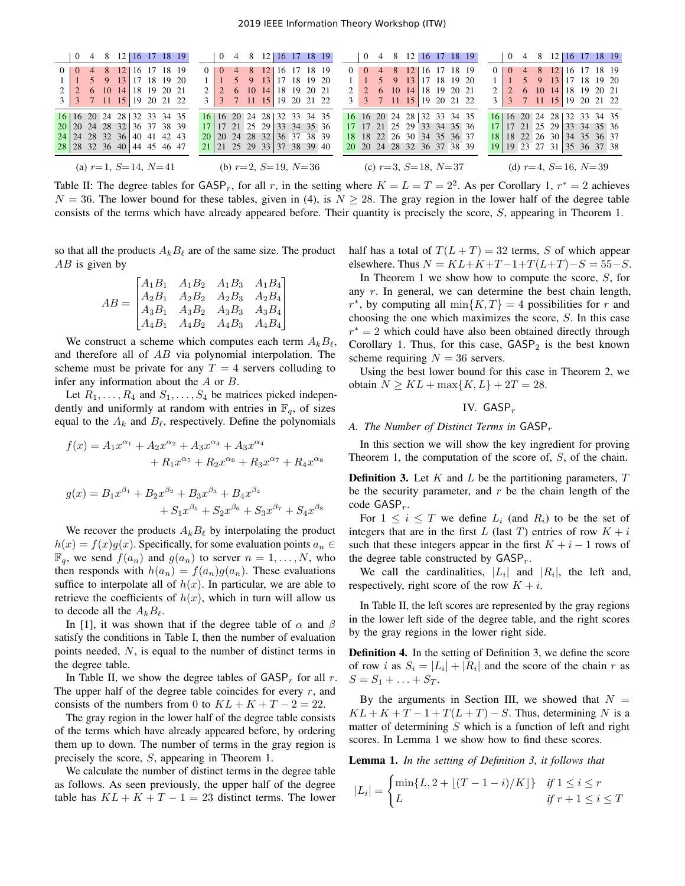**(a) $r=1$, $S=14$, $N=41$**

| | 0 | 4 | 8 | 12 | 16 | 17 | 18 | 19 |
|---|---|---|---|---|---|---|---|---|
| 0 | 0 | 4 | 8 | 12 | 16 | 17 | 18 | 19 |
| 1 | 1 | 5 | 9 | 13 | 17 | 18 | 19 | 20 |
| 2 | 2 | 6 | 10 | 14 | 18 | 19 | 20 | 21 |
| 3 | 3 | 7 | 11 | 15 | 19 | 20 | 21 | 22 |
| 16 | 16 | 20 | 24 | 28 | 32 | 33 | 34 | 35 |
| 20 | 20 | 24 | 28 | 32 | 36 | 37 | 38 | 39 |
| 24 | 24 | 28 | 32 | 36 | 40 | 41 | 42 | 43 |
| 28 | 28 | 32 | 36 | 40 | 44 | 45 | 46 | 47 |

**(b) $r=2$, $S=19$, $N=36$**

| | 0 | 4 | 8 | 12 | 16 | 17 | 18 | 19 |
|---|---|---|---|---|---|---|---|---|
| 0 | 0 | 4 | 8 | 12 | 16 | 17 | 18 | 19 |
| 1 | 1 | 5 | 9 | 13 | 17 | 18 | 19 | 20 |
| 2 | 2 | 6 | 10 | 14 | 18 | 19 | 20 | 21 |
| 3 | 3 | 7 | 11 | 15 | 19 | 20 | 21 | 22 |
| 16 | 16 | 20 | 24 | 28 | 32 | 33 | 34 | 35 |
| 17 | 17 | 21 | 25 | 29 | 33 | 34 | 35 | 36 |
| 20 | 20 | 24 | 28 | 32 | 36 | 37 | 38 | 39 |
| 21 | 21 | 25 | 29 | 33 | 37 | 38 | 39 | 40 |

**(c) $r=3$, $S=18$, $N=37$**

| | 0 | 4 | 8 | 12 | 16 | 17 | 18 | 19 |
|---|---|---|---|---|---|---|---|---|
| 0 | 0 | 4 | 8 | 12 | 16 | 17 | 18 | 19 |
| 1 | 1 | 5 | 9 | 13 | 17 | 18 | 19 | 20 |
| 2 | 2 | 6 | 10 | 14 | 18 | 19 | 20 | 21 |
| 3 | 3 | 7 | 11 | 15 | 19 | 20 | 21 | 22 |
| 16 | 16 | 20 | 24 | 28 | 32 | 33 | 34 | 35 |
| 17 | 17 | 21 | 25 | 29 | 33 | 34 | 35 | 36 |
| 18 | 18 | 22 | 26 | 30 | 34 | 35 | 36 | 37 |
| 20 | 20 | 24 | 28 | 32 | 36 | 37 | 38 | 39 |

**(d) $r=4$, $S=16$, $N=39$**

| | 0 | 4 | 8 | 12 | 16 | 17 | 18 | 19 |
|---|---|---|---|---|---|---|---|---|
| 0 | 0 | 4 | 8 | 12 | 16 | 17 | 18 | 19 |
| 1 | 1 | 5 | 9 | 13 | 17 | 18 | 19 | 20 |
| 2 | 2 | 6 | 10 | 14 | 18 | 19 | 20 | 21 |
| 3 | 3 | 7 | 11 | 15 | 19 | 20 | 21 | 22 |
| 16 | 16 | 20 | 24 | 28 | 32 | 33 | 34 | 35 |
| 17 | 17 | 21 | 25 | 29 | 33 | 34 | 35 | 36 |
| 18 | 18 | 22 | 26 | 30 | 34 | 35 | 36 | 37 |
| 19 | 19 | 23 | 27 | 31 | 35 | 36 | 37 | 38 |

Table II: The degree tables for $\mathsf{GASP}_r$, for all $r$, in the setting where $K = L = T = 2^2$. As per Corollary 1, $r^* = 2$ achieves $N = 36$. The lower bound for these tables, given in (4), is $N \geq 28$. The gray region in the lower half of the degree table consists of the terms which have already appeared before. Their quantity is precisely the score, $S$, appearing in Theorem 1.

so that all the products $A_k B_\ell$ are of the same size. The product $AB$ is given by

$$AB = \begin{bmatrix} A_1B_1 & A_1B_2 & A_1B_3 & A_1B_4 \\ A_2B_1 & A_2B_2 & A_2B_3 & A_2B_4 \\ A_3B_1 & A_3B_2 & A_3B_3 & A_3B_4 \\ A_4B_1 & A_4B_2 & A_4B_3 & A_4B_4 \end{bmatrix}$$

We construct a scheme which computes each term $A_kB_\ell$, and therefore all of $AB$ via polynomial interpolation. The scheme must be private for any $T = 4$ servers colluding to infer any information about the $A$ or $B$.

Let $R_1, \ldots, R_4$ and $S_1, \ldots, S_4$ be matrices picked independently and uniformly at random with entries in $\mathbb{F}_q$, of sizes equal to the $A_k$ and $B_\ell$, respectively. Define the polynomials

$$f(x) = A_1x^{\alpha_1} + A_2x^{\alpha_2} + A_3x^{\alpha_3} + A_3x^{\alpha_4} + R_1x^{\alpha_5} + R_2x^{\alpha_6} + R_3x^{\alpha_7} + R_4x^{\alpha_8}$$

$$g(x) = B_1x^{\beta_1} + B_2x^{\beta_2} + B_3x^{\beta_3} + B_4x^{\beta_4} + S_1x^{\beta_5} + S_2x^{\beta_6} + S_3x^{\beta_7} + S_4x^{\beta_8}$$

We recover the products $A_kB_\ell$ by interpolating the product $h(x) = f(x)g(x)$. Specifically, for some evaluation points $a_n \in \mathbb{F}_q$, we send $f(a_n)$ and $g(a_n)$ to server $n = 1, \ldots, N$, who then responds with $h(a_n) = f(a_n)g(a_n)$. These evaluations suffice to interpolate all of $h(x)$. In particular, we are able to retrieve the coefficients of $h(x)$, which in turn will allow us to decode all the $A_kB_\ell$.

In [1], it was shown that if the degree table of $\alpha$ and $\beta$ satisfy the conditions in Table I, then the number of evaluation points needed, $N$, is equal to the number of distinct terms in the degree table.

In Table II, we show the degree tables of $\mathsf{GASP}_r$ for all $r$. The upper half of the degree table coincides for every $r$, and consists of the numbers from 0 to $KL + K + T - 2 = 22$.

The gray region in the lower half of the degree table consists of the terms which have already appeared before, by ordering them up to down. The number of terms in the gray region is precisely the score, $S$, appearing in Theorem 1.

We calculate the number of distinct terms in the degree table as follows. As seen previously, the upper half of the degree table has $KL + K + T - 1 = 23$ distinct terms. The lower half has a total of $T(L + T) = 32$ terms, $S$ of which appear elsewhere. Thus $N = KL+K+T-1+T(L+T)-S = 55-S$.

In Theorem 1 we show how to compute the score, $S$, for any $r$. In general, we can determine the best chain length, $r^*$, by computing all $\min\{K, T\} = 4$ possibilities for $r$ and choosing the one which maximizes the score, $S$. In this case $r^* = 2$ which could have also been obtained directly through Corollary 1. Thus, for this case, $\mathsf{GASP}_2$ is the best known scheme requiring $N = 36$ servers.

Using the best lower bound for this case in Theorem 2, we obtain $N \geq KL + \max\{K, L\} + 2T = 28$.

## IV. $\mathsf{GASP}_r$

### A. The Number of Distinct Terms in $\mathsf{GASP}_r$

In this section we will show the key ingredient for proving Theorem 1, the computation of the score of, $S$, of the chain.

**Definition 3.** Let $K$ and $L$ be the partitioning parameters, $T$ be the security parameter, and $r$ be the chain length of the code $\mathsf{GASP}_r$.

For $1 \leq i \leq T$ we define $L_i$ (and $R_i$) to be the set of integers that are in the first $L$ (last $T$) entries of row $K + i$ such that these integers appear in the first $K + i - 1$ rows of the degree table constructed by $\mathsf{GASP}_r$.

We call the cardinalities, $|L_i|$ and $|R_i|$, the left and, respectively, right score of the row $K + i$.

In Table II, the left scores are represented by the gray regions in the lower left side of the degree table, and the right scores by the gray regions in the lower right side.

**Definition 4.** In the setting of Definition 3, we define the score of row $i$ as $S_i = |L_i| + |R_i|$ and the score of the chain $r$ as $S = S_1 + \ldots + S_T$.

By the arguments in Section III, we showed that $N = KL + K + T - 1 + T(L + T) - S$. Thus, determining $N$ is a matter of determining $S$ which is a function of left and right scores. In Lemma 1 we show how to find these scores.

**Lemma 1.** *In the setting of Definition 3, it follows that*

$$|L_i| = \begin{cases} \min\{L, 2 + \lfloor (T - 1 - i)/K \rfloor\} & \text{if } 1 \leq i \leq r \\ L & \text{if } r + 1 \leq i \leq T \end{cases}$$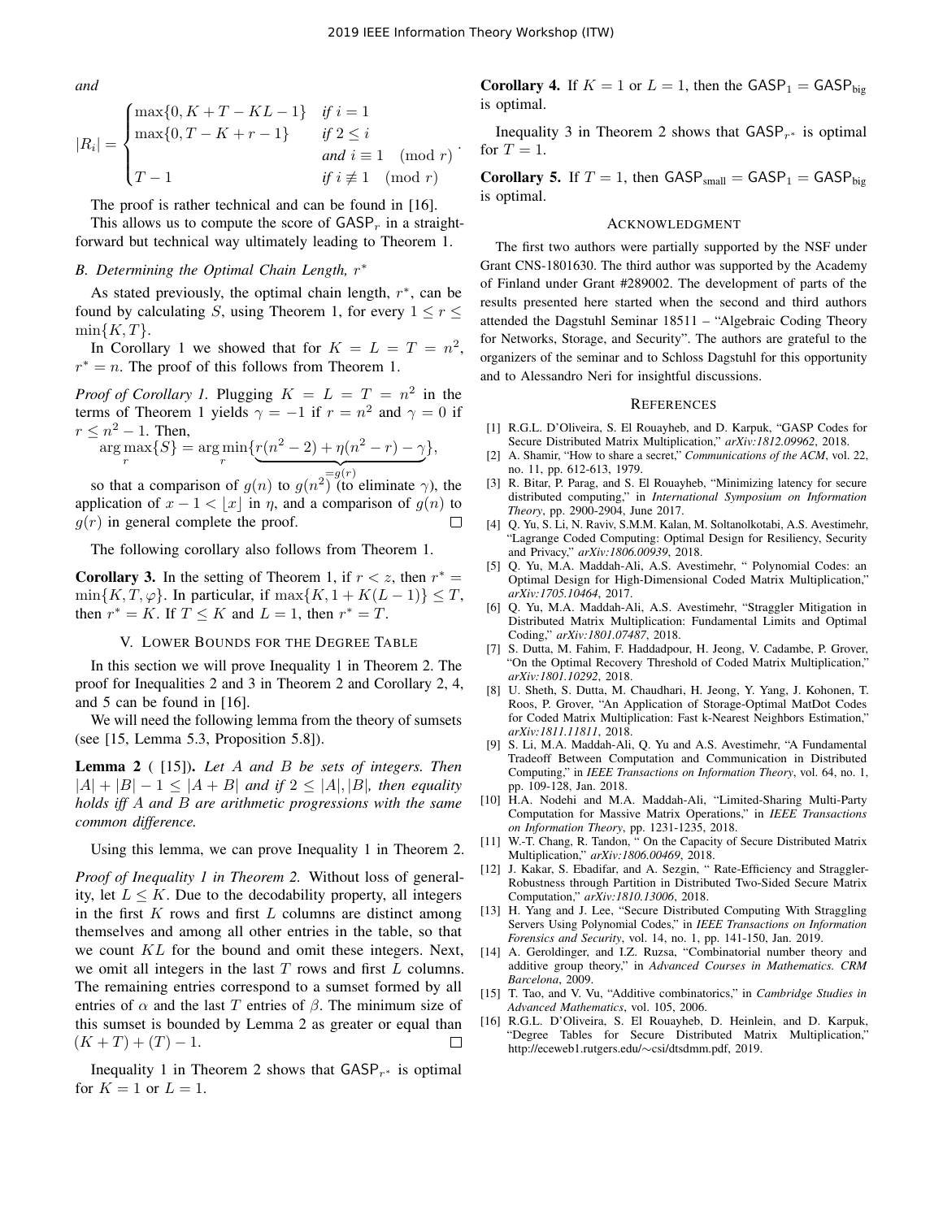*and*

$$|R_i| = \begin{cases} \max\{0, K+T-KL-1\} & \text{if } i = 1 \\ \max\{0, T-K+r-1\} & \text{if } 2 \leq i \\ & \text{and } i \equiv 1 \pmod{r} \\ T-1 & \text{if } i \not\equiv 1 \pmod{r} \end{cases}.$$

The proof is rather technical and can be found in [16].

This allows us to compute the score of $\mathsf{GASP}_r$ in a straightforward but technical way ultimately leading to Theorem 1.

### B. Determining the Optimal Chain Length, $r^*$

As stated previously, the optimal chain length, $r^*$, can be found by calculating $S$, using Theorem 1, for every $1 \leq r \leq \min\{K, T\}$.

In Corollary 1 we showed that for $K = L = T = n^2$, $r^* = n$. The proof of this follows from Theorem 1.

*Proof of Corollary 1.* Plugging $K = L = T = n^2$ in the terms of Theorem 1 yields $\gamma = -1$ if $r = n^2$ and $\gamma = 0$ if $r \leq n^2 - 1$. Then,

$$\arg\max_r\{S\} = \arg\min_r\{\underbrace{r(n^2-2) + \eta(n^2-r) - \gamma}_{=g(r)}\},$$

so that a comparison of $g(n)$ to $g(n^2)$ (to eliminate $\gamma$), the application of $x - 1 < \lfloor x \rfloor$ in $\eta$, and a comparison of $g(n)$ to $g(r)$ in general complete the proof. □

The following corollary also follows from Theorem 1.

**Corollary 3.** In the setting of Theorem 1, if $r < z$, then $r^* = \min\{K, T, \varphi\}$. In particular, if $\max\{K, 1 + K(L-1)\} \leq T$, then $r^* = K$. If $T \leq K$ and $L = 1$, then $r^* = T$.

## V. Lower Bounds for the Degree Table

In this section we will prove Inequality 1 in Theorem 2. The proof for Inequalities 2 and 3 in Theorem 2 and Corollary 2, 4, and 5 can be found in [16].

We will need the following lemma from the theory of sumsets (see [15, Lemma 5.3, Proposition 5.8]).

**Lemma 2** ( [15]). *Let $A$ and $B$ be sets of integers. Then $|A| + |B| - 1 \leq |A + B|$ and if $2 \leq |A|, |B|$, then equality holds iff $A$ and $B$ are arithmetic progressions with the same common difference.*

Using this lemma, we can prove Inequality 1 in Theorem 2.

*Proof of Inequality 1 in Theorem 2.* Without loss of generality, let $L \leq K$. Due to the decodability property, all integers in the first $K$ rows and first $L$ columns are distinct among themselves and among all other entries in the table, so that we count $KL$ for the bound and omit these integers. Next, we omit all integers in the last $T$ rows and first $L$ columns. The remaining entries correspond to a sumset formed by all entries of $\alpha$ and the last $T$ entries of $\beta$. The minimum size of this sumset is bounded by Lemma 2 as greater or equal than $(K + T) + (T) - 1$. □

Inequality 1 in Theorem 2 shows that $\mathsf{GASP}_{r^*}$ is optimal for $K = 1$ or $L = 1$.

**Corollary 4.** If $K = 1$ or $L = 1$, then the $\mathsf{GASP}_1 = \mathsf{GASP}_{\text{big}}$ is optimal.

Inequality 3 in Theorem 2 shows that $\mathsf{GASP}_{r^*}$ is optimal for $T = 1$.

**Corollary 5.** If $T = 1$, then $\mathsf{GASP}_{\text{small}} = \mathsf{GASP}_1 = \mathsf{GASP}_{\text{big}}$ is optimal.

## Acknowledgment

The first two authors were partially supported by the NSF under Grant CNS-1801630. The third author was supported by the Academy of Finland under Grant #289002. The development of parts of the results presented here started when the second and third authors attended the Dagstuhl Seminar 18511 – "Algebraic Coding Theory for Networks, Storage, and Security". The authors are grateful to the organizers of the seminar and to Schloss Dagstuhl for this opportunity and to Alessandro Neri for insightful discussions.

## References

[1] R.G.L. D'Oliveira, S. El Rouayheb, and D. Karpuk, "GASP Codes for Secure Distributed Matrix Multiplication," *arXiv:1812.09962*, 2018.

[2] A. Shamir, "How to share a secret," *Communications of the ACM*, vol. 22, no. 11, pp. 612-613, 1979.

[3] R. Bitar, P. Parag, and S. El Rouayheb, "Minimizing latency for secure distributed computing," in *International Symposium on Information Theory*, pp. 2900-2904, June 2017.

[4] Q. Yu, S. Li, N. Raviv, S.M.M. Kalan, M. Soltanolkotabi, A.S. Avestimehr, "Lagrange Coded Computing: Optimal Design for Resiliency, Security and Privacy," *arXiv:1806.00939*, 2018.

[5] Q. Yu, M.A. Maddah-Ali, A.S. Avestimehr, " Polynomial Codes: an Optimal Design for High-Dimensional Coded Matrix Multiplication," *arXiv:1705.10464*, 2017.

[6] Q. Yu, M.A. Maddah-Ali, A.S. Avestimehr, "Straggler Mitigation in Distributed Matrix Multiplication: Fundamental Limits and Optimal Coding," *arXiv:1801.07487*, 2018.

[7] S. Dutta, M. Fahim, F. Haddadpour, H. Jeong, V. Cadambe, P. Grover, "On the Optimal Recovery Threshold of Coded Matrix Multiplication," *arXiv:1801.10292*, 2018.

[8] U. Sheth, S. Dutta, M. Chaudhari, H. Jeong, Y. Yang, J. Kohonen, T. Roos, P. Grover, "An Application of Storage-Optimal MatDot Codes for Coded Matrix Multiplication: Fast k-Nearest Neighbors Estimation," *arXiv:1811.11811*, 2018.

[9] S. Li, M.A. Maddah-Ali, Q. Yu and A.S. Avestimehr, "A Fundamental Tradeoff Between Computation and Communication in Distributed Computing," in *IEEE Transactions on Information Theory*, vol. 64, no. 1, pp. 109-128, Jan. 2018.

[10] H.A. Nodehi and M.A. Maddah-Ali, "Limited-Sharing Multi-Party Computation for Massive Matrix Operations," in *IEEE Transactions on Information Theory*, pp. 1231-1235, 2018.

[11] W.-T. Chang, R. Tandon, " On the Capacity of Secure Distributed Matrix Multiplication," *arXiv:1806.00469*, 2018.

[12] J. Kakar, S. Ebadifar, and A. Sezgin, " Rate-Efficiency and Straggler-Robustness through Partition in Distributed Two-Sided Secure Matrix Computation," *arXiv:1810.13006*, 2018.

[13] H. Yang and J. Lee, "Secure Distributed Computing With Straggling Servers Using Polynomial Codes," in *IEEE Transactions on Information Forensics and Security*, vol. 14, no. 1, pp. 141-150, Jan. 2019.

[14] A. Geroldinger, and I.Z. Ruzsa, "Combinatorial number theory and additive group theory," in *Advanced Courses in Mathematics. CRM Barcelona*, 2009.

[15] T. Tao, and V. Vu, "Additive combinatorics," in *Cambridge Studies in Advanced Mathematics*, vol. 105, 2006.

[16] R.G.L. D'Oliveira, S. El Rouayheb, D. Heinlein, and D. Karpuk, "Degree Tables for Secure Distributed Matrix Multiplication," http://eceweb1.rutgers.edu/∼csi/dtsdmm.pdf, 2019.